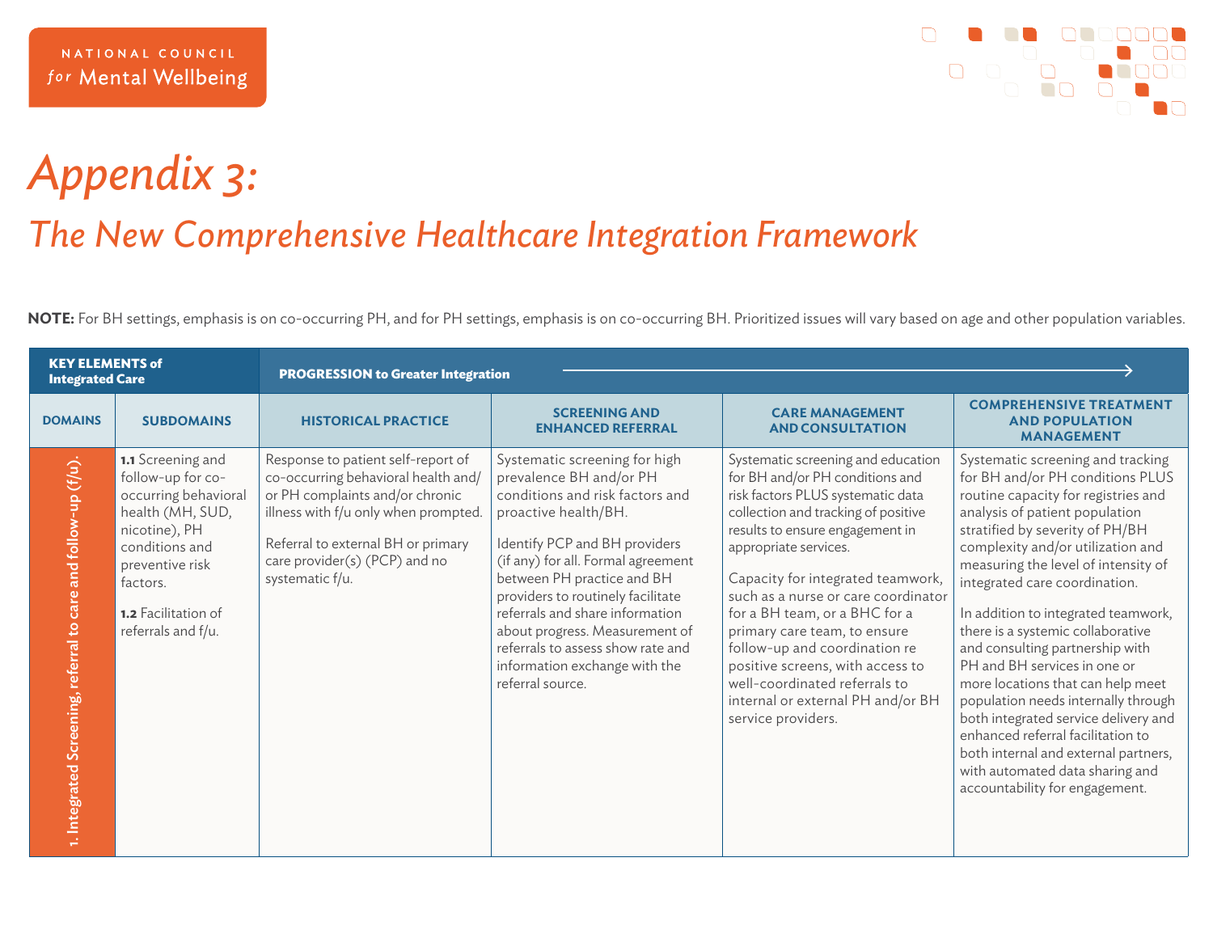NATIONAL COUNCIL *for* Mental Wellbeing

# *Appendix 3:*

## *The New Comprehensive Healthcare Integration Framework*

**NOTE:** For BH settings, emphasis is on co-occurring PH, and for PH settings, emphasis is on co-occurring BH. Prioritized issues will vary based on age and other population variables.

| KEY ELEMENTS of Integrated Care | | PROGRESSION to Greater Integration → | | | |
|---|---|---|---|---|---|
| **DOMAINS** | **SUBDOMAINS** | **HISTORICAL PRACTICE** | **SCREENING AND ENHANCED REFERRAL** | **CARE MANAGEMENT AND CONSULTATION** | **COMPREHENSIVE TREATMENT AND POPULATION MANAGEMENT** |
| 1. Integrated Screening, referral to care and follow-up (f/u). | **1.1** Screening and follow-up for co-occurring behavioral health (MH, SUD, nicotine), PH conditions and preventive risk factors.<br><br>**1.2** Facilitation of referrals and f/u. | Response to patient self-report of co-occurring behavioral health and/or PH complaints and/or chronic illness with f/u only when prompted.<br><br>Referral to external BH or primary care provider(s) (PCP) and no systematic f/u. | Systematic screening for high prevalence BH and/or PH conditions and risk factors and proactive health/BH.<br><br>Identify PCP and BH providers (if any) for all. Formal agreement between PH practice and BH providers to routinely facilitate referrals and share information about progress. Measurement of referrals to assess show rate and information exchange with the referral source. | Systematic screening and education for BH and/or PH conditions and risk factors PLUS systematic data collection and tracking of positive results to ensure engagement in appropriate services.<br><br>Capacity for integrated teamwork, such as a nurse or care coordinator for a BH team, or a BHC for a primary care team, to ensure follow-up and coordination re positive screens, with access to well-coordinated referrals to internal or external PH and/or BH service providers. | Systematic screening and tracking for BH and/or PH conditions PLUS routine capacity for registries and analysis of patient population stratified by severity of PH/BH complexity and/or utilization and measuring the level of intensity of integrated care coordination.<br><br>In addition to integrated teamwork, there is a systemic collaborative and consulting partnership with PH and BH services in one or more locations that can help meet population needs internally through both integrated service delivery and enhanced referral facilitation to both internal and external partners, with automated data sharing and accountability for engagement. |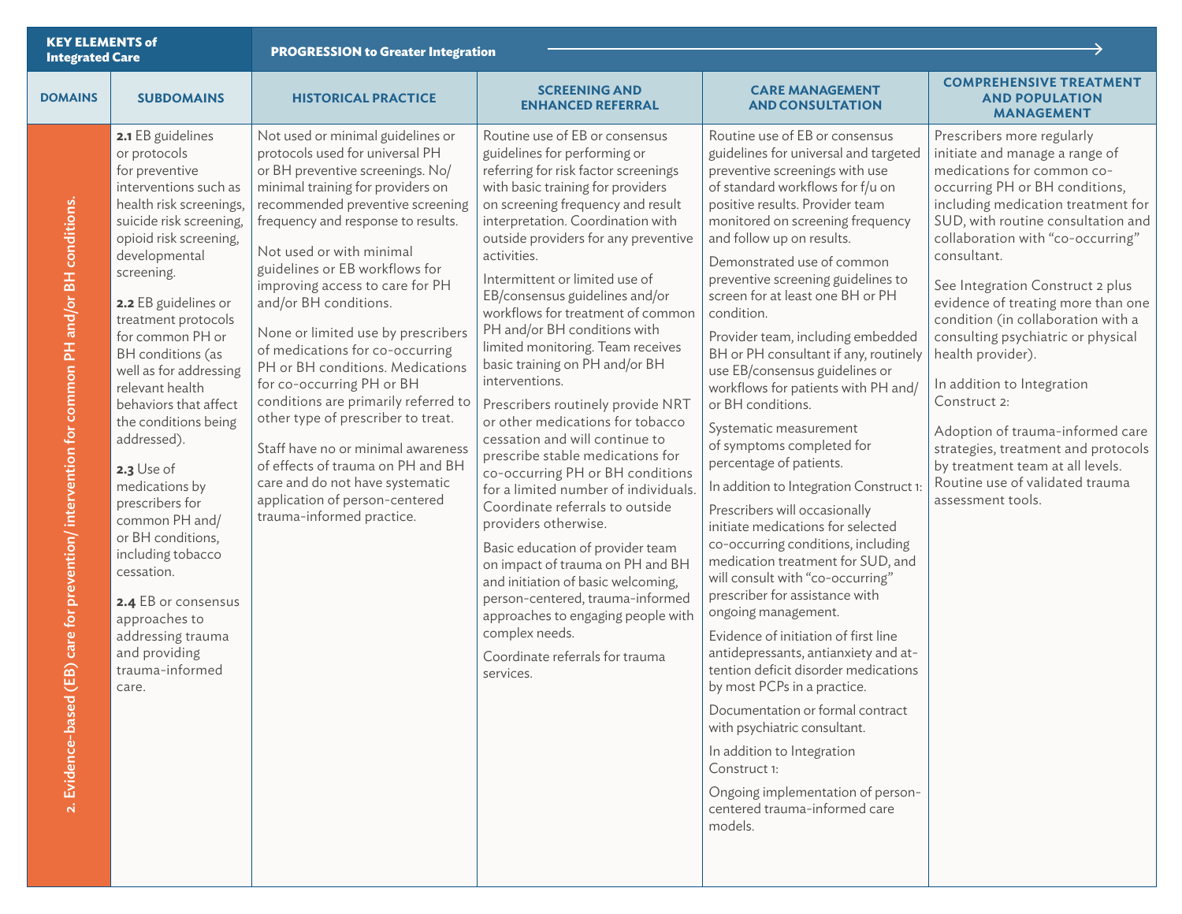| KEY ELEMENTS of Integrated Care | | PROGRESSION to Greater Integration | | | |
|---|---|---|---|---|---|
| **DOMAINS** | **SUBDOMAINS** | **HISTORICAL PRACTICE** | **SCREENING AND ENHANCED REFERRAL** | **CARE MANAGEMENT AND CONSULTATION** | **COMPREHENSIVE TREATMENT AND POPULATION MANAGEMENT** |
| 2. Evidence-based (EB) care for prevention/ intervention for common PH and/or BH conditions. | **2.1** EB guidelines or protocols for preventive interventions such as health risk screenings, suicide risk screening, opioid risk screening, developmental screening.<br><br>**2.2** EB guidelines or treatment protocols for common PH or BH conditions (as well as for addressing relevant health behaviors that affect the conditions being addressed).<br><br>**2.3** Use of medications by prescribers for common PH and/ or BH conditions, including tobacco cessation.<br><br>**2.4** EB or consensus approaches to addressing trauma and providing trauma-informed care. | Not used or minimal guidelines or protocols used for universal PH or BH preventive screenings. No/ minimal training for providers on recommended preventive screening frequency and response to results.<br><br>Not used or with minimal guidelines or EB workflows for improving access to care for PH and/or BH conditions.<br><br>None or limited use by prescribers of medications for co-occurring PH or BH conditions. Medications for co-occurring PH or BH conditions are primarily referred to other type of prescriber to treat.<br><br>Staff have no or minimal awareness of effects of trauma on PH and BH care and do not have systematic application of person-centered trauma-informed practice. | Routine use of EB or consensus guidelines for performing or referring for risk factor screenings with basic training for providers on screening frequency and result interpretation. Coordination with outside providers for any preventive activities.<br><br>Intermittent or limited use of EB/consensus guidelines and/or workflows for treatment of common PH and/or BH conditions with limited monitoring. Team receives basic training on PH and/or BH interventions.<br><br>Prescribers routinely provide NRT or other medications for tobacco cessation and will continue to prescribe stable medications for co-occurring PH or BH conditions for a limited number of individuals. Coordinate referrals to outside providers otherwise.<br><br>Basic education of provider team on impact of trauma on PH and BH and initiation of basic welcoming, person-centered, trauma-informed approaches to engaging people with complex needs.<br><br>Coordinate referrals for trauma services. | Routine use of EB or consensus guidelines for universal and targeted preventive screenings with use of standard workflows for f/u on positive results. Provider team monitored on screening frequency and follow up on results.<br><br>Demonstrated use of common preventive screening guidelines to screen for at least one BH or PH condition.<br><br>Provider team, including embedded BH or PH consultant if any, routinely use EB/consensus guidelines or workflows for patients with PH and/ or BH conditions.<br><br>Systematic measurement of symptoms completed for percentage of patients.<br><br>In addition to Integration Construct 1:<br><br>Prescribers will occasionally initiate medications for selected co-occurring conditions, including medication treatment for SUD, and will consult with "co-occurring" prescriber for assistance with ongoing management.<br><br>Evidence of initiation of first line antidepressants, antianxiety and attention deficit disorder medications by most PCPs in a practice.<br><br>Documentation or formal contract with psychiatric consultant.<br><br>In addition to Integration Construct 1:<br><br>Ongoing implementation of person-centered trauma-informed care models. | Prescribers more regularly initiate and manage a range of medications for common co-occurring PH or BH conditions, including medication treatment for SUD, with routine consultation and collaboration with "co-occurring" consultant.<br><br>See Integration Construct 2 plus evidence of treating more than one condition (in collaboration with a consulting psychiatric or physical health provider).<br><br>In addition to Integration Construct 2:<br><br>Adoption of trauma-informed care strategies, treatment and protocols by treatment team at all levels. Routine use of validated trauma assessment tools. |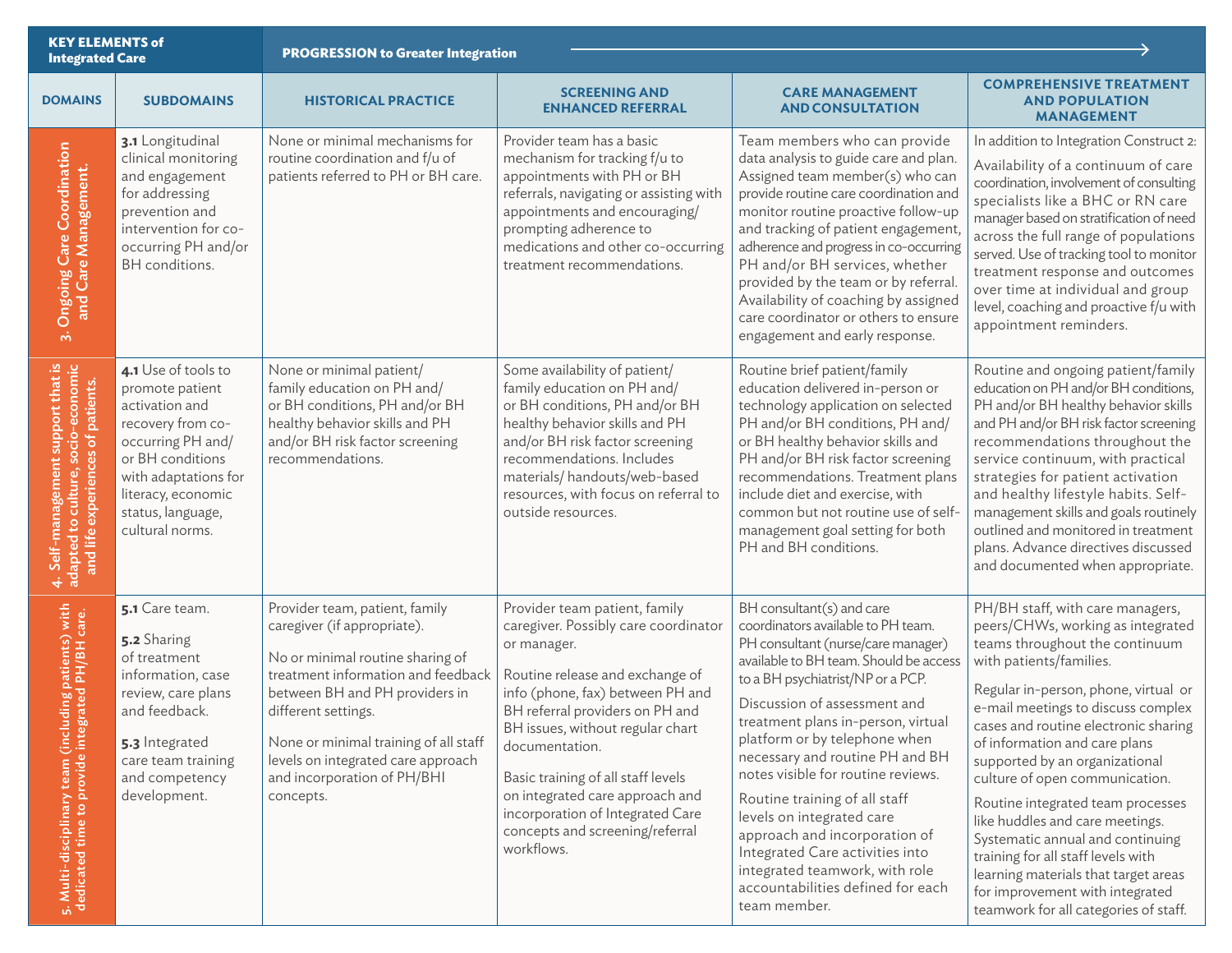| KEY ELEMENTS of Integrated Care | | PROGRESSION to Greater Integration | | | |
|---|---|---|---|---|---|
| **DOMAINS** | **SUBDOMAINS** | **HISTORICAL PRACTICE** | **SCREENING AND ENHANCED REFERRAL** | **CARE MANAGEMENT AND CONSULTATION** | **COMPREHENSIVE TREATMENT AND POPULATION MANAGEMENT** |
| **3. Ongoing Care Coordination and Care Management.** | **3.1** Longitudinal clinical monitoring and engagement for addressing prevention and intervention for co-occurring PH and/or BH conditions. | None or minimal mechanisms for routine coordination and f/u of patients referred to PH or BH care. | Provider team has a basic mechanism for tracking f/u to appointments with PH or BH referrals, navigating or assisting with appointments and encouraging/ prompting adherence to medications and other co-occurring treatment recommendations. | Team members who can provide data analysis to guide care and plan. Assigned team member(s) who can provide routine care coordination and monitor routine proactive follow-up and tracking of patient engagement, adherence and progress in co-occurring PH and/or BH services, whether provided by the team or by referral. Availability of coaching by assigned care coordinator or others to ensure engagement and early response. | In addition to Integration Construct 2: Availability of a continuum of care coordination, involvement of consulting specialists like a BHC or RN care manager based on stratification of need across the full range of populations served. Use of tracking tool to monitor treatment response and outcomes over time at individual and group level, coaching and proactive f/u with appointment reminders. |
| **4. Self-management support that is adapted to culture, socio-economic and life experiences of patients.** | **4.1** Use of tools to promote patient activation and recovery from co-occurring PH and/or BH conditions with adaptations for literacy, economic status, language, cultural norms. | None or minimal patient/ family education on PH and/ or BH conditions, PH and/or BH healthy behavior skills and PH and/or BH risk factor screening recommendations. | Some availability of patient/ family education on PH and/ or BH conditions, PH and/or BH healthy behavior skills and PH and/or BH risk factor screening recommendations. Includes materials/ handouts/web-based resources, with focus on referral to outside resources. | Routine brief patient/family education delivered in-person or technology application on selected PH and/or BH conditions, PH and/ or BH healthy behavior skills and PH and/or BH risk factor screening recommendations. Treatment plans include diet and exercise, with common but not routine use of self-management goal setting for both PH and BH conditions. | Routine and ongoing patient/family education on PH and/or BH conditions, PH and/or BH healthy behavior skills and PH and/or BH risk factor screening recommendations throughout the service continuum, with practical strategies for patient activation and healthy lifestyle habits. Self-management skills and goals routinely outlined and monitored in treatment plans. Advance directives discussed and documented when appropriate. |
| **5. Multi-disciplinary team (including patients) with dedicated time to provide integrated PH/BH care.** | **5.1** Care team.<br><br>**5.2** Sharing of treatment information, case review, care plans and feedback.<br><br>**5.3** Integrated care team training and competency development. | Provider team, patient, family caregiver (if appropriate).<br><br>No or minimal routine sharing of treatment information and feedback between BH and PH providers in different settings.<br><br>None or minimal training of all staff levels on integrated care approach and incorporation of PH/BHI concepts. | Provider team patient, family caregiver. Possibly care coordinator or manager.<br><br>Routine release and exchange of info (phone, fax) between PH and BH referral providers on PH and BH issues, without regular chart documentation.<br><br>Basic training of all staff levels on integrated care approach and incorporation of Integrated Care concepts and screening/referral workflows. | BH consultant(s) and care coordinators available to PH team. PH consultant (nurse/care manager) available to BH team. Should be access to a BH psychiatrist/NP or a PCP.<br><br>Discussion of assessment and treatment plans in-person, virtual platform or by telephone when necessary and routine PH and BH notes visible for routine reviews.<br><br>Routine training of all staff levels on integrated care approach and incorporation of Integrated Care activities into integrated teamwork, with role accountabilities defined for each team member. | PH/BH staff, with care managers, peers/CHWs, working as integrated teams throughout the continuum with patients/families.<br><br>Regular in-person, phone, virtual or e-mail meetings to discuss complex cases and routine electronic sharing of information and care plans supported by an organizational culture of open communication.<br><br>Routine integrated team processes like huddles and care meetings. Systematic annual and continuing training for all staff levels with learning materials that target areas for improvement with integrated teamwork for all categories of staff. |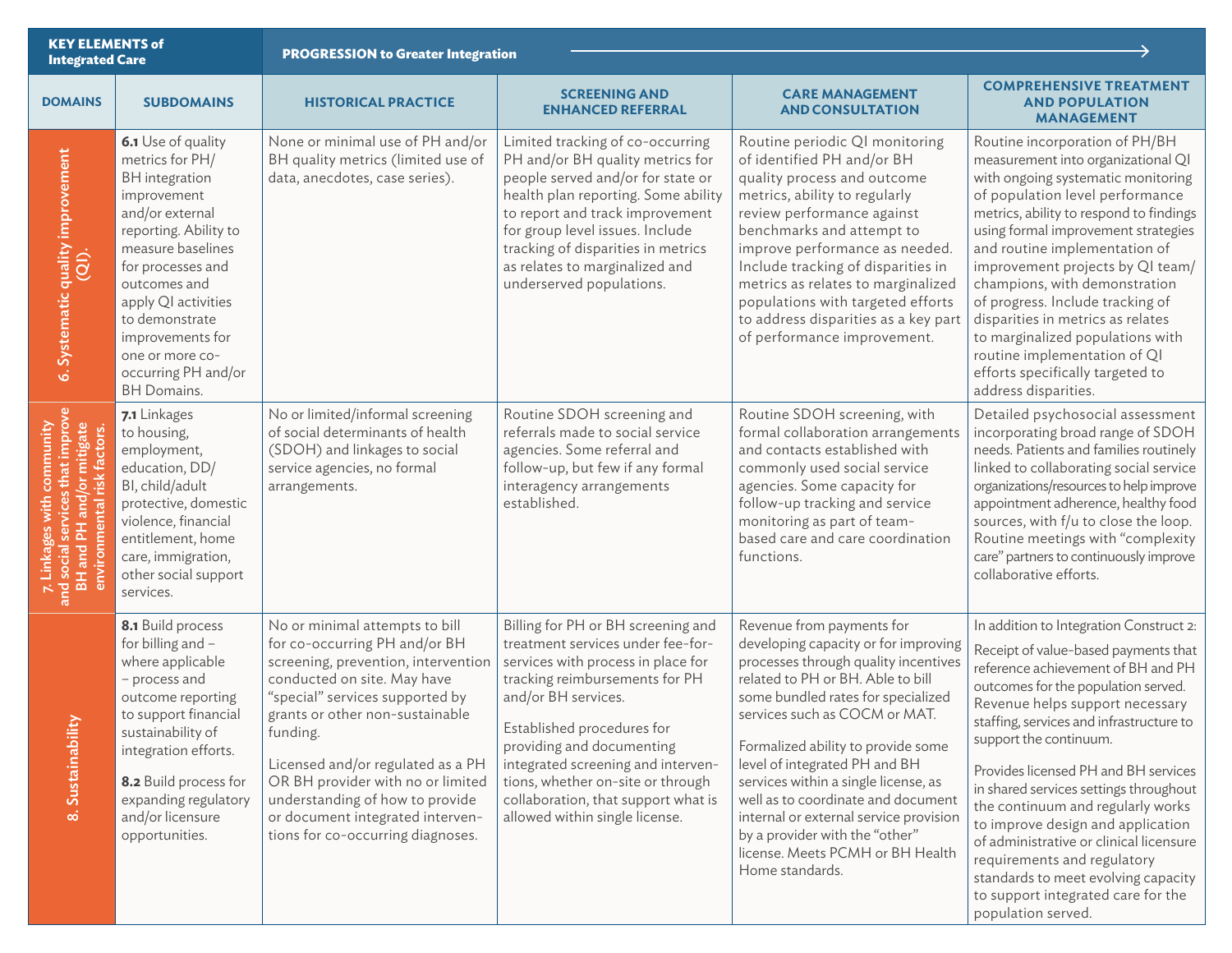| KEY ELEMENTS of Integrated Care | | PROGRESSION to Greater Integration → | | | |
|---|---|---|---|---|---|
| DOMAINS | SUBDOMAINS | HISTORICAL PRACTICE | SCREENING AND ENHANCED REFERRAL | CARE MANAGEMENT AND CONSULTATION | COMPREHENSIVE TREATMENT AND POPULATION MANAGEMENT |
| 6. Systematic quality improvement (QI). | **6.1** Use of quality metrics for PH/BH integration improvement and/or external reporting. Ability to measure baselines for processes and outcomes and apply QI activities to demonstrate improvements for one or more co-occurring PH and/or BH Domains. | None or minimal use of PH and/or BH quality metrics (limited use of data, anecdotes, case series). | Limited tracking of co-occurring PH and/or BH quality metrics for people served and/or for state or health plan reporting. Some ability to report and track improvement for group level issues. Include tracking of disparities in metrics as relates to marginalized and underserved populations. | Routine periodic QI monitoring of identified PH and/or BH quality process and outcome metrics, ability to regularly review performance against benchmarks and attempt to improve performance as needed. Include tracking of disparities in metrics as relates to marginalized populations with targeted efforts to address disparities as a key part of performance improvement. | Routine incorporation of PH/BH measurement into organizational QI with ongoing systematic monitoring of population level performance metrics, ability to respond to findings using formal improvement strategies and routine implementation of improvement projects by QI team/champions, with demonstration of progress. Include tracking of disparities in metrics as relates to marginalized populations with routine implementation of QI efforts specifically targeted to address disparities. |
| 7. Linkages with community and social services that improve BH and PH and/or mitigate environmental risk factors. | **7.1** Linkages to housing, employment, education, DD/BI, child/adult protective, domestic violence, financial entitlement, home care, immigration, other social support services. | No or limited/informal screening of social determinants of health (SDOH) and linkages to social service agencies, no formal arrangements. | Routine SDOH screening and referrals made to social service agencies. Some referral and follow-up, but few if any formal interagency arrangements established. | Routine SDOH screening, with formal collaboration arrangements and contacts established with commonly used social service agencies. Some capacity for follow-up tracking and service monitoring as part of team-based care and care coordination functions. | Detailed psychosocial assessment incorporating broad range of SDOH needs. Patients and families routinely linked to collaborating social service organizations/resources to help improve appointment adherence, healthy food sources, with f/u to close the loop. Routine meetings with "complexity care" partners to continuously improve collaborative efforts. |
| 8. Sustainability | **8.1** Build process for billing and – where applicable – process and outcome reporting to support financial sustainability of integration efforts.<br><br>**8.2** Build process for expanding regulatory and/or licensure opportunities. | No or minimal attempts to bill for co-occurring PH and/or BH screening, prevention, intervention conducted on site. May have "special" services supported by grants or other non-sustainable funding.<br><br>Licensed and/or regulated as a PH OR BH provider with no or limited understanding of how to provide or document integrated interventions for co-occurring diagnoses. | Billing for PH or BH screening and treatment services under fee-for-services with process in place for tracking reimbursements for PH and/or BH services.<br><br>Established procedures for providing and documenting integrated screening and interventions, whether on-site or through collaboration, that support what is allowed within single license. | Revenue from payments for developing capacity or for improving processes through quality incentives related to PH or BH. Able to bill some bundled rates for specialized services such as COCM or MAT.<br><br>Formalized ability to provide some level of integrated PH and BH services within a single license, as well as to coordinate and document internal or external service provision by a provider with the "other" license. Meets PCMH or BH Health Home standards. | In addition to Integration Construct 2:<br><br>Receipt of value-based payments that reference achievement of BH and PH outcomes for the population served. Revenue helps support necessary staffing, services and infrastructure to support the continuum.<br><br>Provides licensed PH and BH services in shared services settings throughout the continuum and regularly works to improve design and application of administrative or clinical licensure requirements and regulatory standards to meet evolving capacity to support integrated care for the population served. |